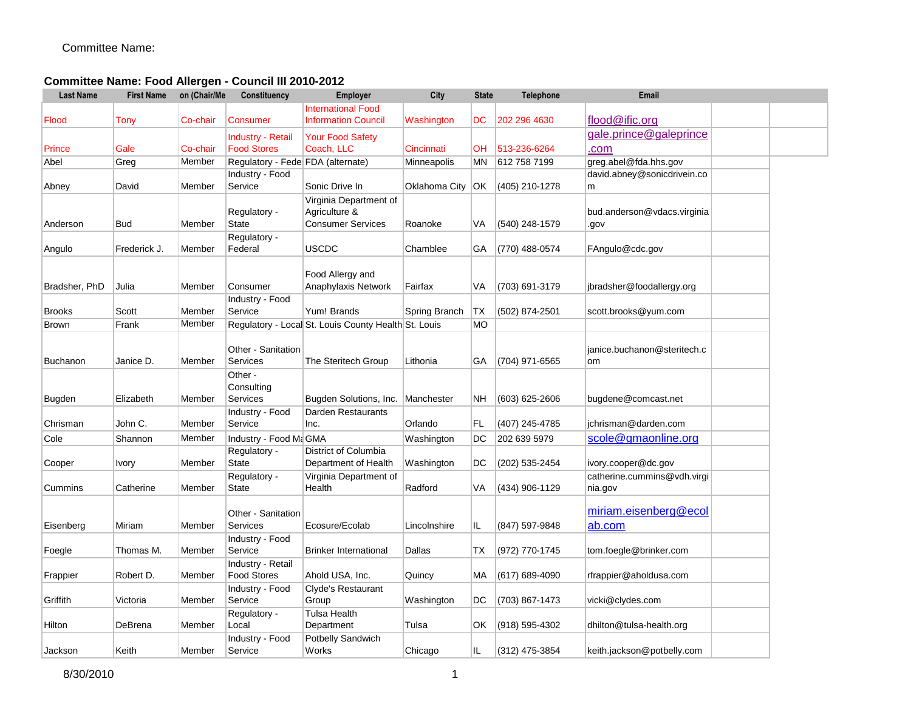Committee Name:

## Committee Name: Food Allergen - Council III 2010-2012

| Last Name | First Name | on (Chair/Me | Constituency | Employer | City | State | Telephone | Email |
|---|---|---|---|---|---|---|---|---|
| Flood | Tony | Co-chair | Consumer | International Food Information Council | Washington | DC | 202 296 4630 | flood@ific.org |
| Prince | Gale | Co-chair | Industry - Retail Food Stores | Your Food Safety Coach, LLC | Cincinnati | OH | 513-236-6264 | gale.prince@galeprince.com |
| Abel | Greg | Member | Regulatory - Fede | FDA (alternate) | Minneapolis | MN | 612 758 7199 | greg.abel@fda.hhs.gov |
| Abney | David | Member | Industry - Food Service | Sonic Drive In | Oklahoma City | OK | (405) 210-1278 | david.abney@sonicdrivein.com |
| Anderson | Bud | Member | Regulatory - State | Virginia Department of Agriculture & Consumer Services | Roanoke | VA | (540) 248-1579 | bud.anderson@vdacs.virginia.gov |
| Angulo | Frederick J. | Member | Regulatory - Federal | USCDC | Chamblee | GA | (770) 488-0574 | FAngulo@cdc.gov |
| Bradsher, PhD | Julia | Member | Consumer | Food Allergy and Anaphylaxis Network | Fairfax | VA | (703) 691-3179 | jbradsher@foodallergy.org |
| Brooks | Scott | Member | Industry - Food Service | Yum! Brands | Spring Branch | TX | (502) 874-2501 | scott.brooks@yum.com |
| Brown | Frank | Member | Regulatory - Local | St. Louis County Health | St. Louis | MO | | |
| Buchanon | Janice D. | Member | Other - Sanitation Services | The Steritech Group | Lithonia | GA | (704) 971-6565 | janice.buchanon@steritech.com |
| Bugden | Elizabeth | Member | Other - Consulting Services | Bugden Solutions, Inc. | Manchester | NH | (603) 625-2606 | bugdene@comcast.net |
| Chrisman | John C. | Member | Industry - Food Service | Darden Restaurants Inc. | Orlando | FL | (407) 245-4785 | jchrisman@darden.com |
| Cole | Shannon | Member | Industry - Food Ma | GMA | Washington | DC | 202 639 5979 | scole@gmaonline.org |
| Cooper | Ivory | Member | Regulatory - State | District of Columbia Department of Health | Washington | DC | (202) 535-2454 | ivory.cooper@dc.gov |
| Cummins | Catherine | Member | Regulatory - State | Virginia Department of Health | Radford | VA | (434) 906-1129 | catherine.cummins@vdh.virginia.gov |
| Eisenberg | Miriam | Member | Other - Sanitation Services | Ecosure/Ecolab | Lincolnshire | IL | (847) 597-9848 | miriam.eisenberg@ecolab.com |
| Foegle | Thomas M. | Member | Industry - Food Service | Brinker International | Dallas | TX | (972) 770-1745 | tom.foegle@brinker.com |
| Frappier | Robert D. | Member | Industry - Retail Food Stores | Ahold USA, Inc. | Quincy | MA | (617) 689-4090 | rfrappier@aholdusa.com |
| Griffith | Victoria | Member | Industry - Food Service | Clyde's Restaurant Group | Washington | DC | (703) 867-1473 | vicki@clydes.com |
| Hilton | DeBrena | Member | Regulatory - Local | Tulsa Health Department | Tulsa | OK | (918) 595-4302 | dhilton@tulsa-health.org |
| Jackson | Keith | Member | Industry - Food Service | Potbelly Sandwich Works | Chicago | IL | (312) 475-3854 | keith.jackson@potbelly.com |

8/30/2010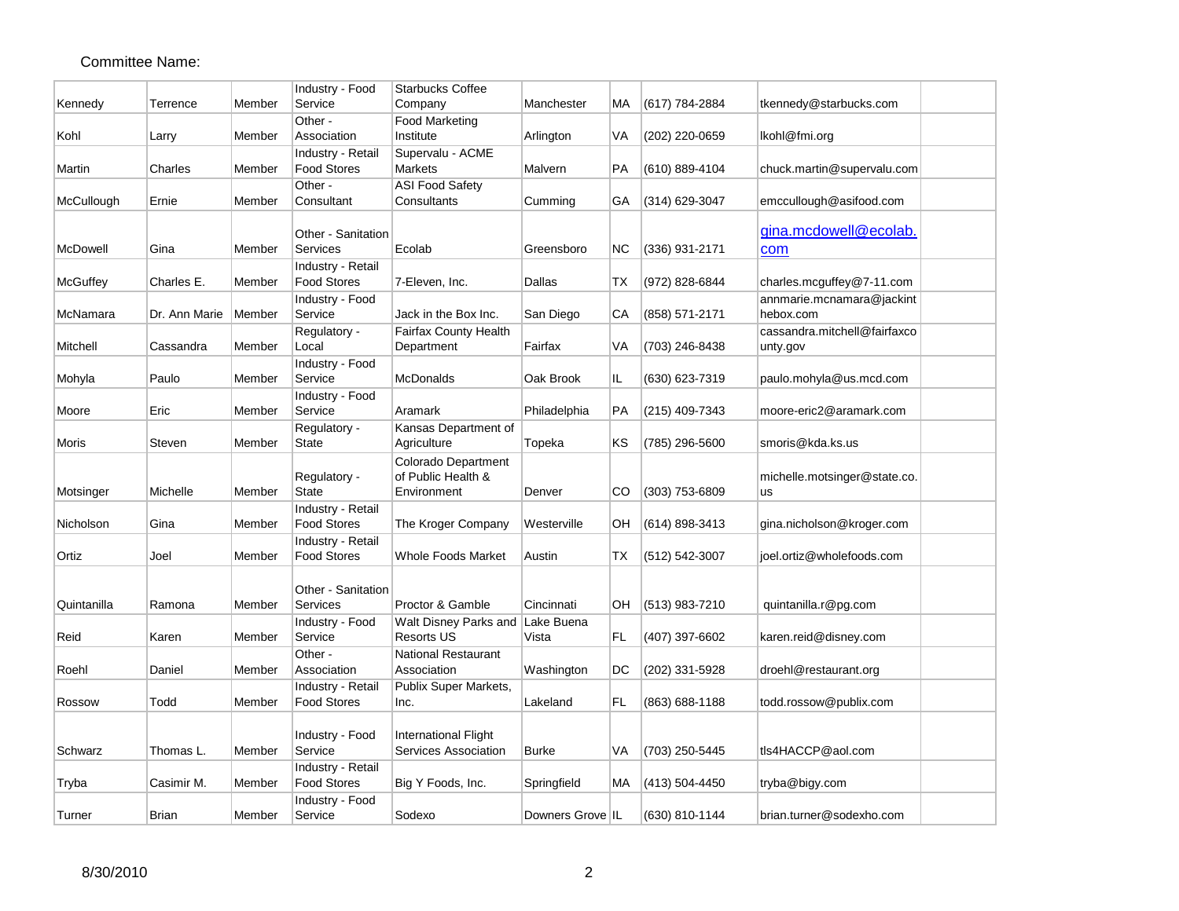Committee Name:

| | | | | | | | | | |
|---|---|---|---|---|---|---|---|---|---|
| Kennedy | Terrence | Member | Industry - Food Service | Starbucks Coffee Company | Manchester | MA | (617) 784-2884 | tkennedy@starbucks.com | |
| Kohl | Larry | Member | Other - Association | Food Marketing Institute | Arlington | VA | (202) 220-0659 | lkohl@fmi.org | |
| Martin | Charles | Member | Industry - Retail Food Stores | Supervalu - ACME Markets | Malvern | PA | (610) 889-4104 | chuck.martin@supervalu.com | |
| McCullough | Ernie | Member | Other - Consultant | ASI Food Safety Consultants | Cumming | GA | (314) 629-3047 | emccullough@asifood.com | |
| McDowell | Gina | Member | Other - Sanitation Services | Ecolab | Greensboro | NC | (336) 931-2171 | gina.mcdowell@ecolab.com | |
| McGuffey | Charles E. | Member | Industry - Retail Food Stores | 7-Eleven, Inc. | Dallas | TX | (972) 828-6844 | charles.mcguffey@7-11.com | |
| McNamara | Dr. Ann Marie | Member | Industry - Food Service | Jack in the Box Inc. | San Diego | CA | (858) 571-2171 | annmarie.mcnamara@jackinthebox.com | |
| Mitchell | Cassandra | Member | Regulatory - Local | Fairfax County Health Department | Fairfax | VA | (703) 246-8438 | cassandra.mitchell@fairfaxcounty.gov | |
| Mohyla | Paulo | Member | Industry - Food Service | McDonalds | Oak Brook | IL | (630) 623-7319 | paulo.mohyla@us.mcd.com | |
| Moore | Eric | Member | Industry - Food Service | Aramark | Philadelphia | PA | (215) 409-7343 | moore-eric2@aramark.com | |
| Moris | Steven | Member | Regulatory - State | Kansas Department of Agriculture | Topeka | KS | (785) 296-5600 | smoris@kda.ks.us | |
| Motsinger | Michelle | Member | Regulatory - State | Colorado Department of Public Health & Environment | Denver | CO | (303) 753-6809 | michelle.motsinger@state.co.us | |
| Nicholson | Gina | Member | Industry - Retail Food Stores | The Kroger Company | Westerville | OH | (614) 898-3413 | gina.nicholson@kroger.com | |
| Ortiz | Joel | Member | Industry - Retail Food Stores | Whole Foods Market | Austin | TX | (512) 542-3007 | joel.ortiz@wholefoods.com | |
| Quintanilla | Ramona | Member | Other - Sanitation Services | Proctor & Gamble | Cincinnati | OH | (513) 983-7210 | quintanilla.r@pg.com | |
| Reid | Karen | Member | Industry - Food Service | Walt Disney Parks and Resorts US | Lake Buena Vista | FL | (407) 397-6602 | karen.reid@disney.com | |
| Roehl | Daniel | Member | Other - Association | National Restaurant Association | Washington | DC | (202) 331-5928 | droehl@restaurant.org | |
| Rossow | Todd | Member | Industry - Retail Food Stores | Publix Super Markets, Inc. | Lakeland | FL | (863) 688-1188 | todd.rossow@publix.com | |
| Schwarz | Thomas L. | Member | Industry - Food Service | International Flight Services Association | Burke | VA | (703) 250-5445 | tls4HACCP@aol.com | |
| Tryba | Casimir M. | Member | Industry - Retail Food Stores | Big Y Foods, Inc. | Springfield | MA | (413) 504-4450 | tryba@bigy.com | |
| Turner | Brian | Member | Industry - Food Service | Sodexo | Downers Grove | IL | (630) 810-1144 | brian.turner@sodexho.com | |

8/30/2010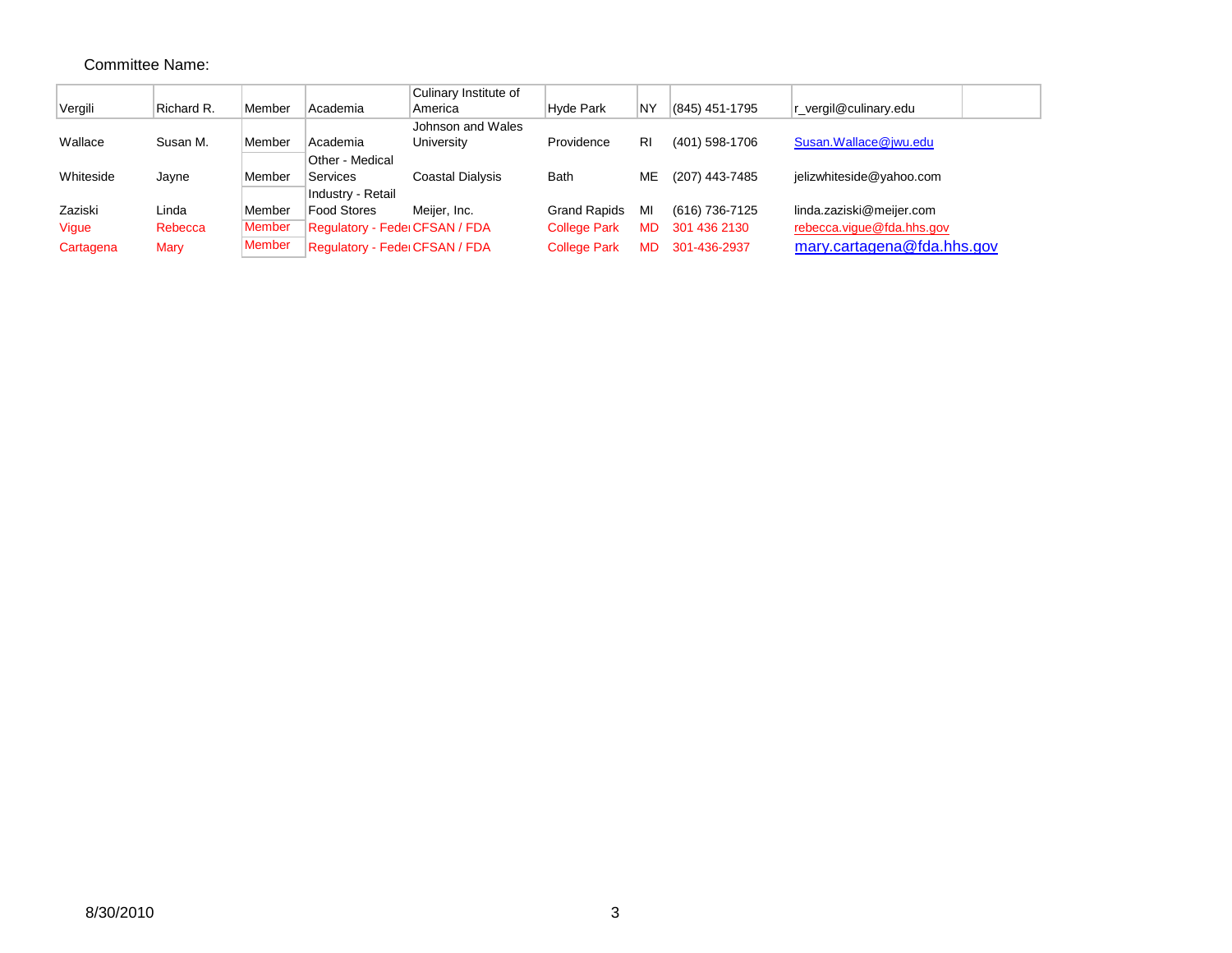Committee Name:

| | | | | | | | | |
|---|---|---|---|---|---|---|---|---|
| Vergili | Richard R. | Member | Academia | Culinary Institute of America | Hyde Park | NY | (845) 451-1795 | r_vergil@culinary.edu |
| Wallace | Susan M. | Member | Academia | Johnson and Wales University | Providence | RI | (401) 598-1706 | Susan.Wallace@jwu.edu |
| Whiteside | Jayne | Member | Other - Medical Services | Coastal Dialysis | Bath | ME | (207) 443-7485 | jelizwhiteside@yahoo.com |
| Zaziski | Linda | Member | Industry - Retail Food Stores | Meijer, Inc. | Grand Rapids | MI | (616) 736-7125 | linda.zaziski@meijer.com |
| Vigue | Rebecca | Member | Regulatory - Feder | CFSAN / FDA | College Park | MD | 301 436 2130 | rebecca.vigue@fda.hhs.gov |
| Cartagena | Mary | Member | Regulatory - Feder | CFSAN / FDA | College Park | MD | 301-436-2937 | mary.cartagena@fda.hhs.gov |

8/30/2010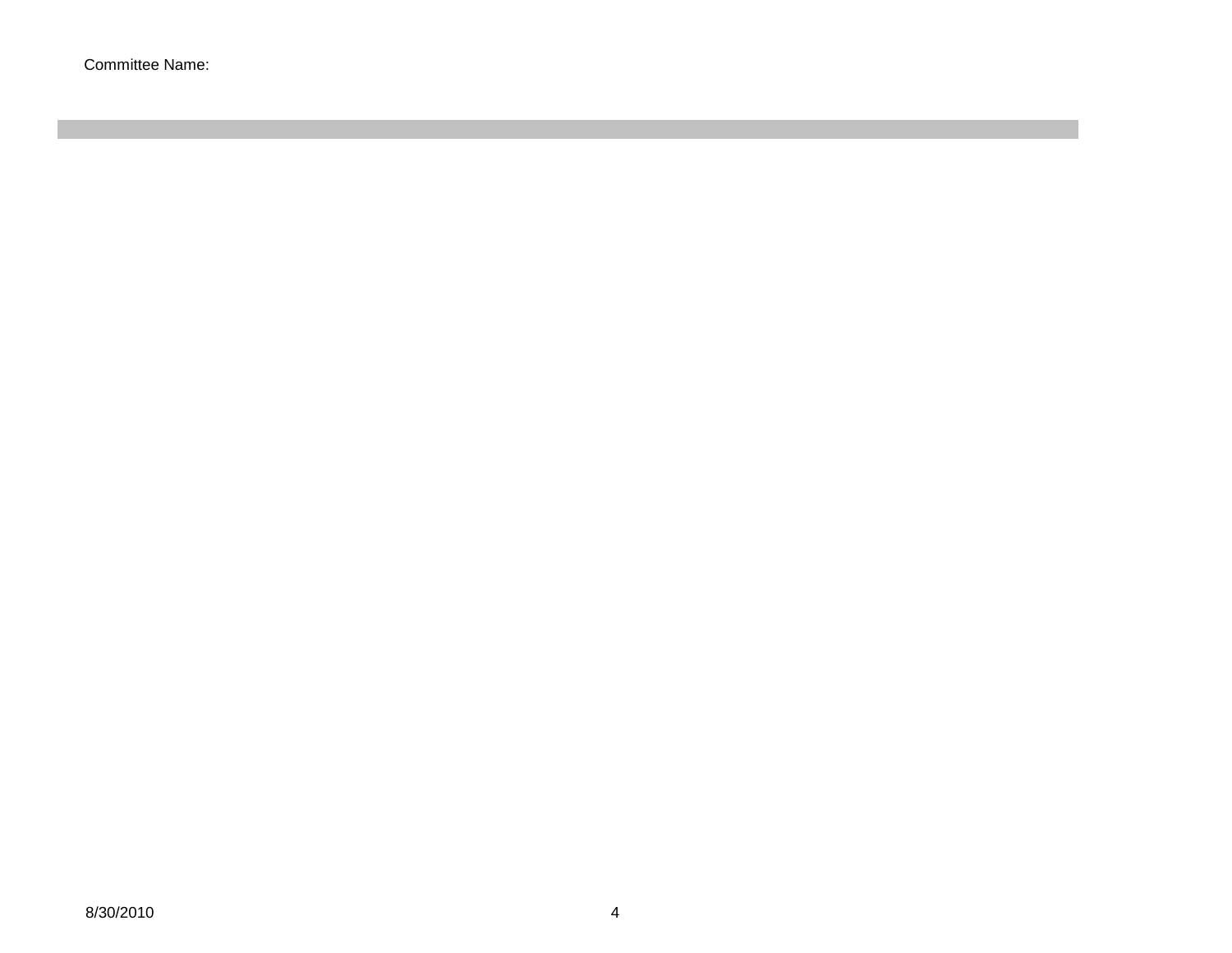Committee Name: